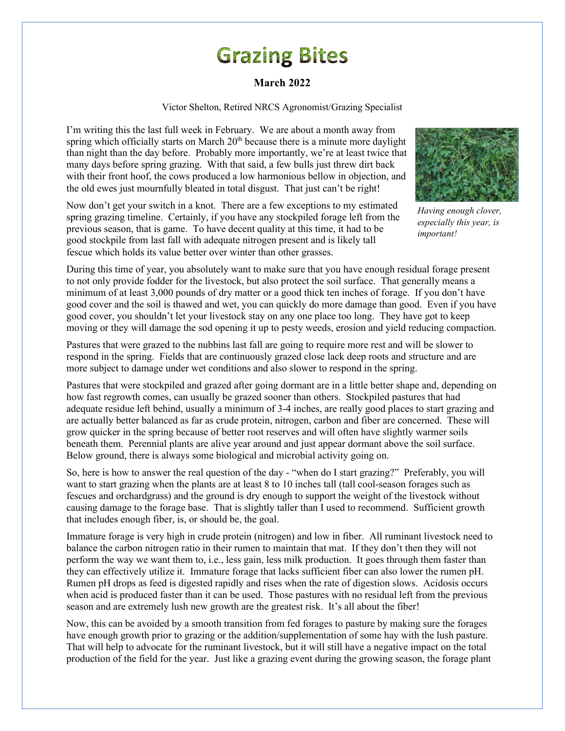# Grazing Bites

**March 2022**

Victor Shelton, Retired NRCS Agronomist/Grazing Specialist

I'm writing this the last full week in February. We are about a month away from spring which officially starts on March 20th because there is a minute more daylight than night than the day before. Probably more importantly, we're at least twice that many days before spring grazing. With that said, a few bulls just threw dirt back with their front hoof, the cows produced a low harmonious bellow in objection, and the old ewes just mournfully bleated in total disgust. That just can't be right!

*Having enough clover, especially this year, is important!*

Now don't get your switch in a knot. There are a few exceptions to my estimated spring grazing timeline. Certainly, if you have any stockpiled forage left from the previous season, that is game. To have decent quality at this time, it had to be good stockpile from last fall with adequate nitrogen present and is likely tall fescue which holds its value better over winter than other grasses.

During this time of year, you absolutely want to make sure that you have enough residual forage present to not only provide fodder for the livestock, but also protect the soil surface. That generally means a minimum of at least 3,000 pounds of dry matter or a good thick ten inches of forage. If you don't have good cover and the soil is thawed and wet, you can quickly do more damage than good. Even if you have good cover, you shouldn't let your livestock stay on any one place too long. They have got to keep moving or they will damage the sod opening it up to pesty weeds, erosion and yield reducing compaction.

Pastures that were grazed to the nubbins last fall are going to require more rest and will be slower to respond in the spring. Fields that are continuously grazed close lack deep roots and structure and are more subject to damage under wet conditions and also slower to respond in the spring.

Pastures that were stockpiled and grazed after going dormant are in a little better shape and, depending on how fast regrowth comes, can usually be grazed sooner than others. Stockpiled pastures that had adequate residue left behind, usually a minimum of 3-4 inches, are really good places to start grazing and are actually better balanced as far as crude protein, nitrogen, carbon and fiber are concerned. These will grow quicker in the spring because of better root reserves and will often have slightly warmer soils beneath them. Perennial plants are alive year around and just appear dormant above the soil surface. Below ground, there is always some biological and microbial activity going on.

So, here is how to answer the real question of the day - "when do I start grazing?" Preferably, you will want to start grazing when the plants are at least 8 to 10 inches tall (tall cool-season forages such as fescues and orchardgrass) and the ground is dry enough to support the weight of the livestock without causing damage to the forage base. That is slightly taller than I used to recommend. Sufficient growth that includes enough fiber, is, or should be, the goal.

Immature forage is very high in crude protein (nitrogen) and low in fiber. All ruminant livestock need to balance the carbon nitrogen ratio in their rumen to maintain that mat. If they don't then they will not perform the way we want them to, i.e., less gain, less milk production. It goes through them faster than they can effectively utilize it. Immature forage that lacks sufficient fiber can also lower the rumen pH. Rumen pH drops as feed is digested rapidly and rises when the rate of digestion slows. Acidosis occurs when acid is produced faster than it can be used. Those pastures with no residual left from the previous season and are extremely lush new growth are the greatest risk. It's all about the fiber!

Now, this can be avoided by a smooth transition from fed forages to pasture by making sure the forages have enough growth prior to grazing or the addition/supplementation of some hay with the lush pasture. That will help to advocate for the ruminant livestock, but it will still have a negative impact on the total production of the field for the year. Just like a grazing event during the growing season, the forage plant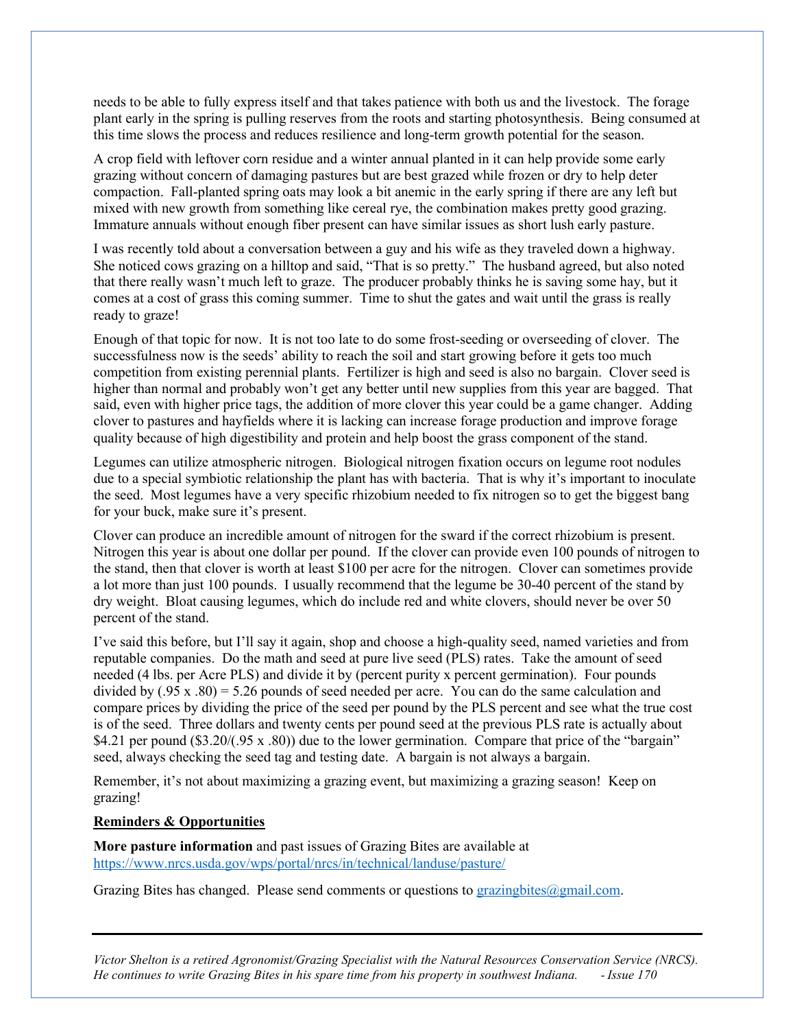needs to be able to fully express itself and that takes patience with both us and the livestock. The forage plant early in the spring is pulling reserves from the roots and starting photosynthesis. Being consumed at this time slows the process and reduces resilience and long-term growth potential for the season.

A crop field with leftover corn residue and a winter annual planted in it can help provide some early grazing without concern of damaging pastures but are best grazed while frozen or dry to help deter compaction. Fall-planted spring oats may look a bit anemic in the early spring if there are any left but mixed with new growth from something like cereal rye, the combination makes pretty good grazing. Immature annuals without enough fiber present can have similar issues as short lush early pasture.

I was recently told about a conversation between a guy and his wife as they traveled down a highway. She noticed cows grazing on a hilltop and said, "That is so pretty." The husband agreed, but also noted that there really wasn't much left to graze. The producer probably thinks he is saving some hay, but it comes at a cost of grass this coming summer. Time to shut the gates and wait until the grass is really ready to graze!

Enough of that topic for now. It is not too late to do some frost-seeding or overseeding of clover. The successfulness now is the seeds' ability to reach the soil and start growing before it gets too much competition from existing perennial plants. Fertilizer is high and seed is also no bargain. Clover seed is higher than normal and probably won't get any better until new supplies from this year are bagged. That said, even with higher price tags, the addition of more clover this year could be a game changer. Adding clover to pastures and hayfields where it is lacking can increase forage production and improve forage quality because of high digestibility and protein and help boost the grass component of the stand.

Legumes can utilize atmospheric nitrogen. Biological nitrogen fixation occurs on legume root nodules due to a special symbiotic relationship the plant has with bacteria. That is why it's important to inoculate the seed. Most legumes have a very specific rhizobium needed to fix nitrogen so to get the biggest bang for your buck, make sure it's present.

Clover can produce an incredible amount of nitrogen for the sward if the correct rhizobium is present. Nitrogen this year is about one dollar per pound. If the clover can provide even 100 pounds of nitrogen to the stand, then that clover is worth at least $100 per acre for the nitrogen. Clover can sometimes provide a lot more than just 100 pounds. I usually recommend that the legume be 30-40 percent of the stand by dry weight. Bloat causing legumes, which do include red and white clovers, should never be over 50 percent of the stand.

I've said this before, but I'll say it again, shop and choose a high-quality seed, named varieties and from reputable companies. Do the math and seed at pure live seed (PLS) rates. Take the amount of seed needed (4 lbs. per Acre PLS) and divide it by (percent purity x percent germination). Four pounds divided by (.95 x .80) = 5.26 pounds of seed needed per acre. You can do the same calculation and compare prices by dividing the price of the seed per pound by the PLS percent and see what the true cost is of the seed. Three dollars and twenty cents per pound seed at the previous PLS rate is actually about $4.21 per pound ($3.20/(.95 x .80)) due to the lower germination. Compare that price of the "bargain" seed, always checking the seed tag and testing date. A bargain is not always a bargain.

Remember, it's not about maximizing a grazing event, but maximizing a grazing season! Keep on grazing!

**Reminders & Opportunities**

**More pasture information** and past issues of Grazing Bites are available at https://www.nrcs.usda.gov/wps/portal/nrcs/in/technical/landuse/pasture/

Grazing Bites has changed. Please send comments or questions to grazingbites@gmail.com.

---

*Victor Shelton is a retired Agronomist/Grazing Specialist with the Natural Resources Conservation Service (NRCS). He continues to write Grazing Bites in his spare time from his property in southwest Indiana. - Issue 170*